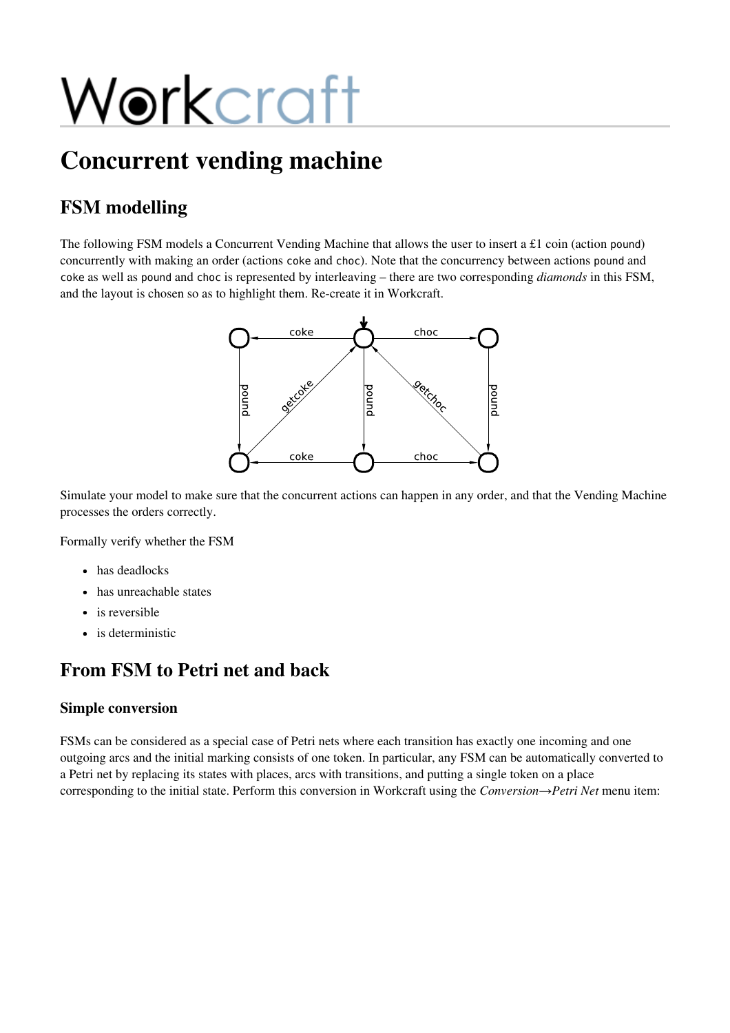# Concurrent vending machine

## FSM modelling

The following FSM models a Concurrent Vending Machine that allows the user to insert a £1 coin (action `pound`) concurrently with making an order (actions `coke` and `choc`). Note that the concurrency between actions `pound` and `coke` as well as `pound` and `choc` is represented by interleaving – there are two corresponding *diamonds* in this FSM, and the layout is chosen so as to highlight them. Re-create it in Workcraft.

Simulate your model to make sure that the concurrent actions can happen in any order, and that the Vending Machine processes the orders correctly.

Formally verify whether the FSM

- has deadlocks
- has unreachable states
- is reversible
- is deterministic

## From FSM to Petri net and back

### Simple conversion

FSMs can be considered as a special case of Petri nets where each transition has exactly one incoming and one outgoing arcs and the initial marking consists of one token. In particular, any FSM can be automatically converted to a Petri net by replacing its states with places, arcs with transitions, and putting a single token on a place corresponding to the initial state. Perform this conversion in Workcraft using the *Conversion→Petri Net* menu item: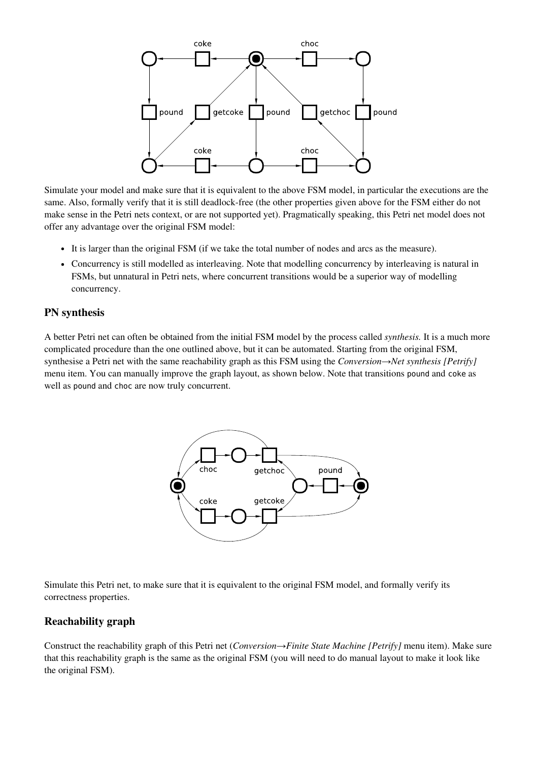coke

choc

pound

getcoke

pound

getchoc

pound

coke

choc

Simulate your model and make sure that it is equivalent to the above FSM model, in particular the executions are the same. Also, formally verify that it is still deadlock-free (the other properties given above for the FSM either do not make sense in the Petri nets context, or are not supported yet). Pragmatically speaking, this Petri net model does not offer any advantage over the original FSM model:

- It is larger than the original FSM (if we take the total number of nodes and arcs as the measure).
- Concurrency is still modelled as interleaving. Note that modelling concurrency by interleaving is natural in FSMs, but unnatural in Petri nets, where concurrent transitions would be a superior way of modelling concurrency.

### PN synthesis

A better Petri net can often be obtained from the initial FSM model by the process called *synthesis*. It is a much more complicated procedure than the one outlined above, but it can be automated. Starting from the original FSM, synthesise a Petri net with the same reachability graph as this FSM using the *Conversion→Net synthesis [Petrify]* menu item. You can manually improve the graph layout, as shown below. Note that transitions pound and coke as well as pound and choc are now truly concurrent.

choc

getchoc

pound

coke

getcoke

Simulate this Petri net, to make sure that it is equivalent to the original FSM model, and formally verify its correctness properties.

### Reachability graph

Construct the reachability graph of this Petri net (*Conversion→Finite State Machine [Petrify]* menu item). Make sure that this reachability graph is the same as the original FSM (you will need to do manual layout to make it look like the original FSM).